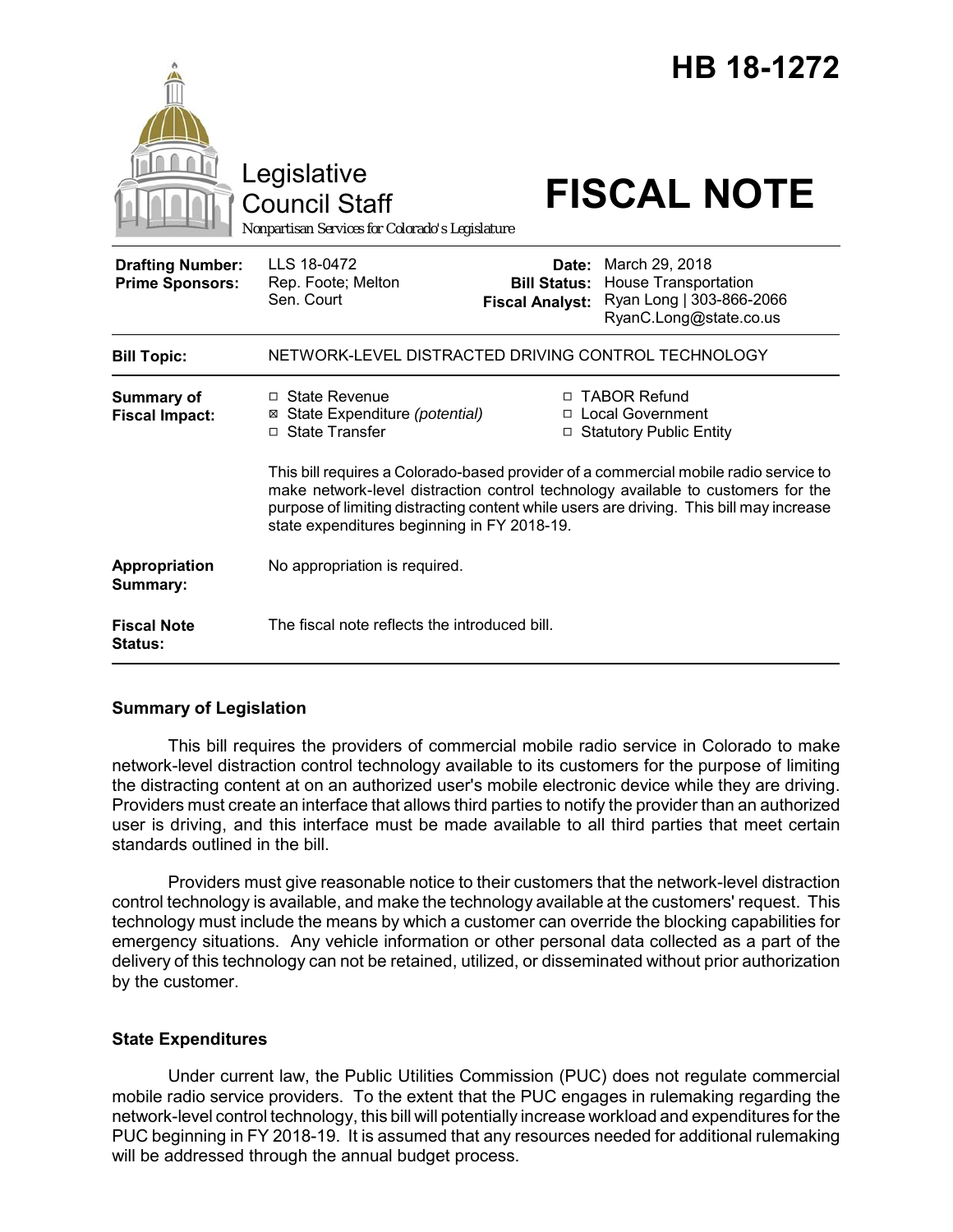# HB 18-1272

Legislative Council Staff

Nonpartisan Services for Colorado's Legislature

# FISCAL NOTE

| | | | |
|---|---|---|---|
| **Drafting Number:** | LLS 18-0472 | **Date:** | March 29, 2018 |
| **Prime Sponsors:** | Rep. Foote; Melton<br>Sen. Court | **Bill Status:** | House Transportation |
| | | **Fiscal Analyst:** | Ryan Long \| 303-866-2066<br>RyanC.Long@state.co.us |

| | |
|---|---|
| **Bill Topic:** | NETWORK-LEVEL DISTRACTED DRIVING CONTROL TECHNOLOGY |
| **Summary of Fiscal Impact:** | ☐ State Revenue<br>☒ State Expenditure *(potential)*<br>☐ State Transfer<br>☐ TABOR Refund<br>☐ Local Government<br>☐ Statutory Public Entity<br><br>This bill requires a Colorado-based provider of a commercial mobile radio service to make network-level distraction control technology available to customers for the purpose of limiting distracting content while users are driving. This bill may increase state expenditures beginning in FY 2018-19. |
| **Appropriation Summary:** | No appropriation is required. |
| **Fiscal Note Status:** | The fiscal note reflects the introduced bill. |

## Summary of Legislation

This bill requires the providers of commercial mobile radio service in Colorado to make network-level distraction control technology available to its customers for the purpose of limiting the distracting content at on an authorized user's mobile electronic device while they are driving. Providers must create an interface that allows third parties to notify the provider than an authorized user is driving, and this interface must be made available to all third parties that meet certain standards outlined in the bill.

Providers must give reasonable notice to their customers that the network-level distraction control technology is available, and make the technology available at the customers' request. This technology must include the means by which a customer can override the blocking capabilities for emergency situations. Any vehicle information or other personal data collected as a part of the delivery of this technology can not be retained, utilized, or disseminated without prior authorization by the customer.

## State Expenditures

Under current law, the Public Utilities Commission (PUC) does not regulate commercial mobile radio service providers. To the extent that the PUC engages in rulemaking regarding the network-level control technology, this bill will potentially increase workload and expenditures for the PUC beginning in FY 2018-19. It is assumed that any resources needed for additional rulemaking will be addressed through the annual budget process.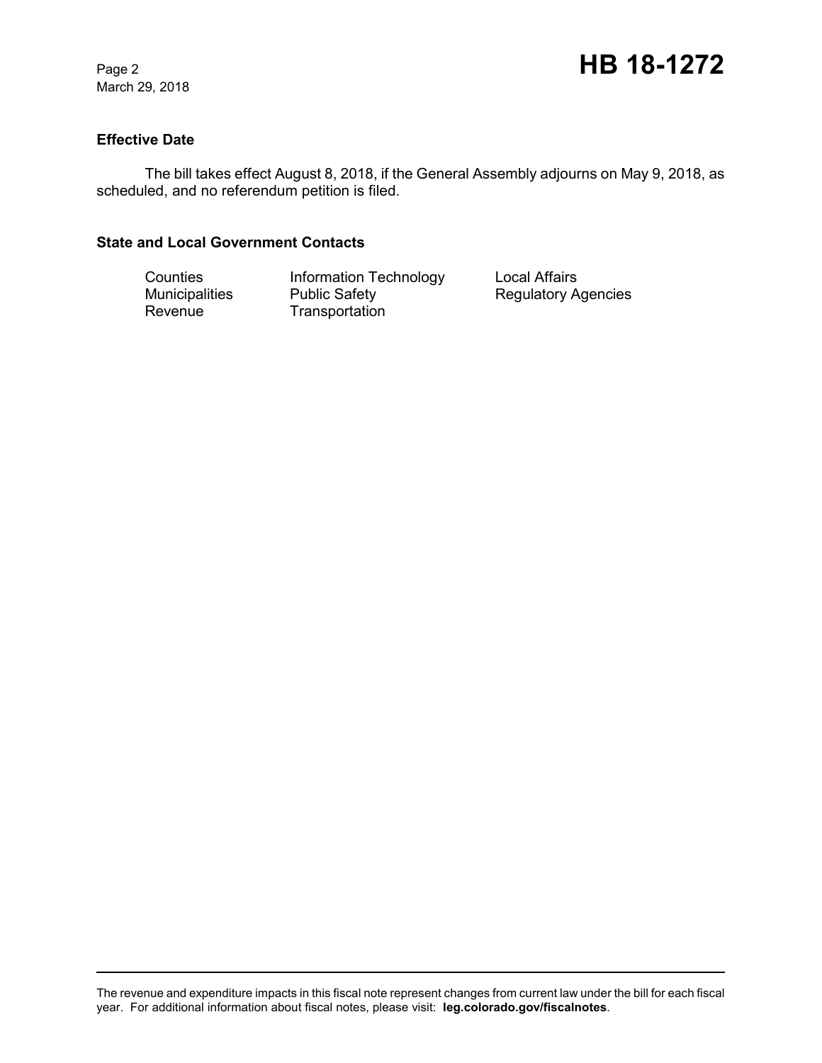## Effective Date

The bill takes effect August 8, 2018, if the General Assembly adjourns on May 9, 2018, as scheduled, and no referendum petition is filed.

## State and Local Government Contacts

| | | |
|---|---|---|
| Counties | Information Technology | Local Affairs |
| Municipalities | Public Safety | Regulatory Agencies |
| Revenue | Transportation | |

The revenue and expenditure impacts in this fiscal note represent changes from current law under the bill for each fiscal year. For additional information about fiscal notes, please visit: **leg.colorado.gov/fiscalnotes**.